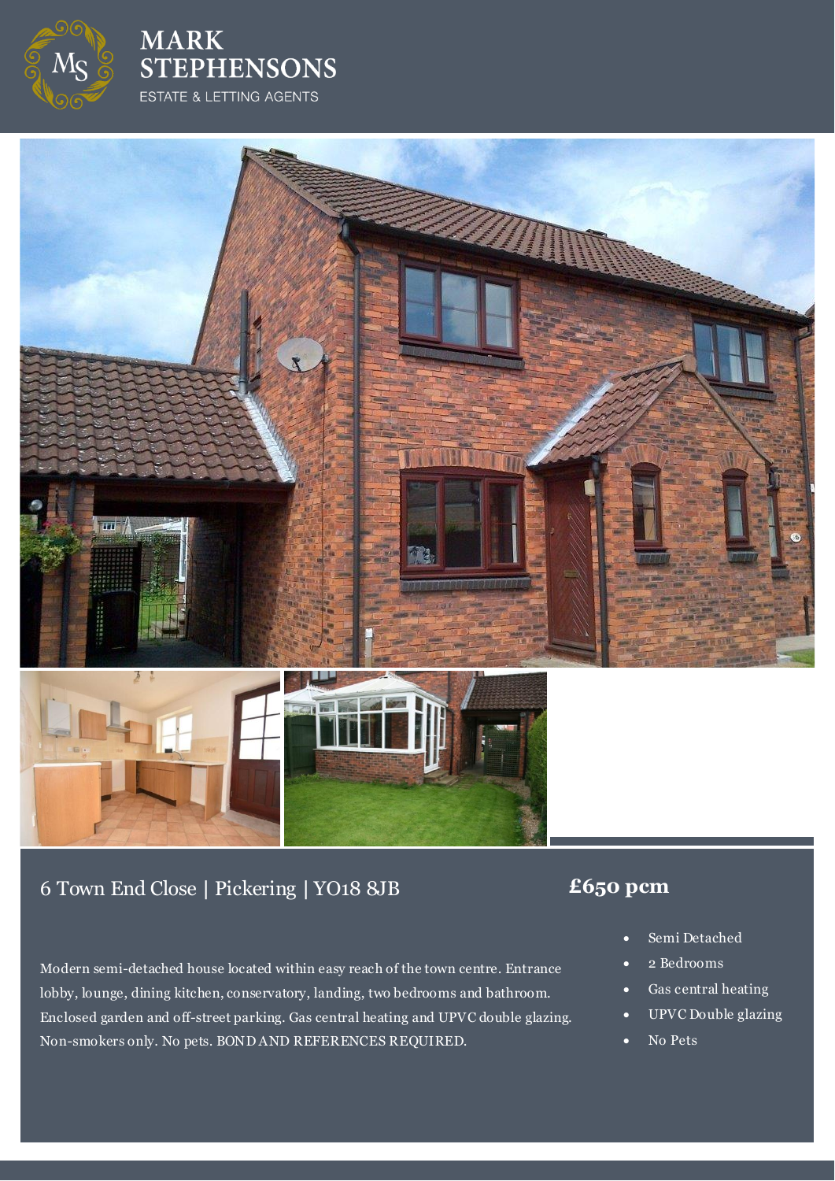# MARK STEPHENSONS

ESTATE & LETTING AGENTS

## 6 Town End Close | Pickering | YO18 8JB

## £650 pcm

Modern semi-detached house located within easy reach of the town centre. Entrance lobby, lounge, dining kitchen, conservatory, landing, two bedrooms and bathroom. Enclosed garden and off-street parking. Gas central heating and UPVC double glazing. Non-smokers only. No pets. BOND AND REFERENCES REQUIRED.

- Semi Detached
- 2 Bedrooms
- Gas central heating
- UPVC Double glazing
- No Pets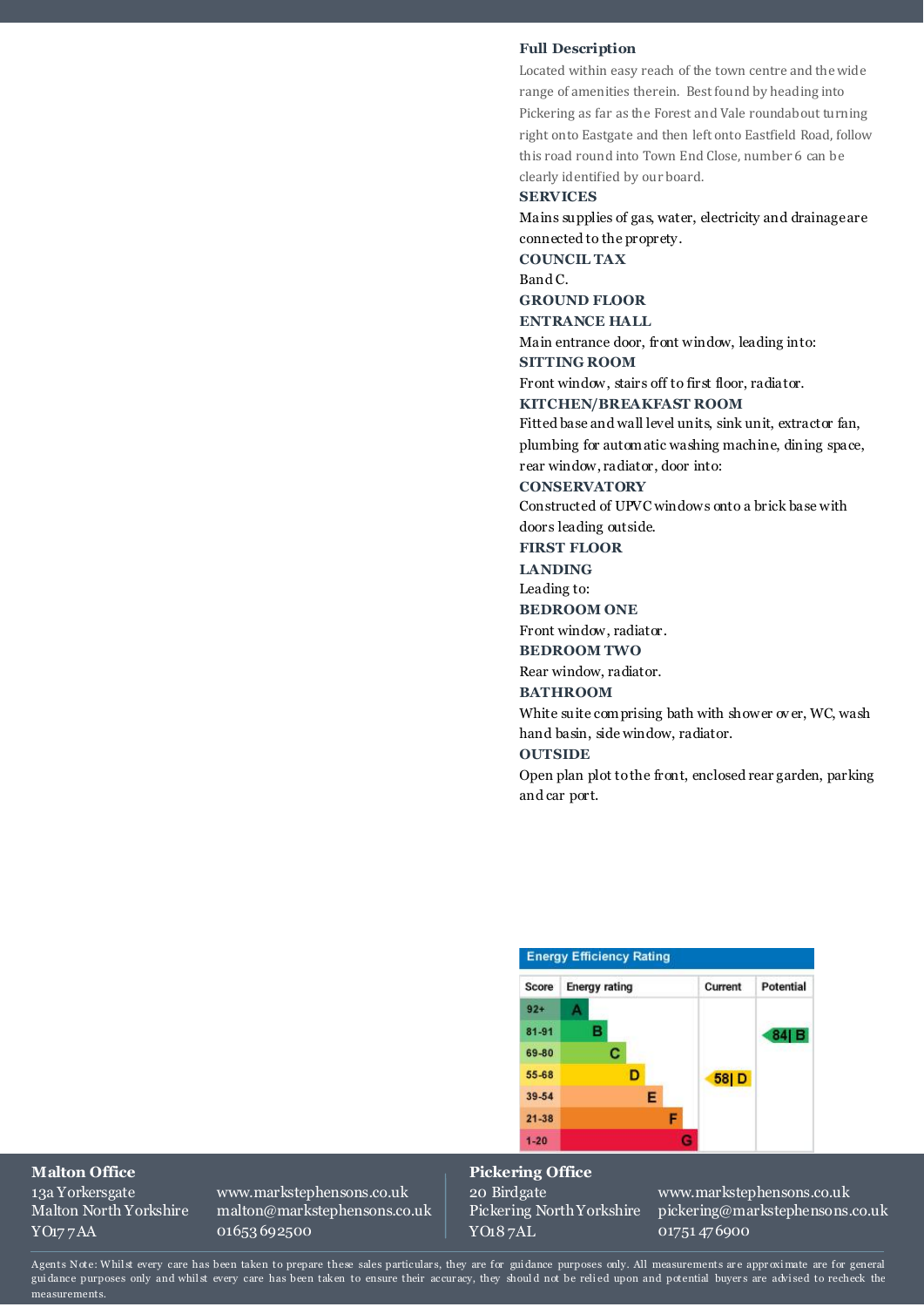## Full Description

Located within easy reach of the town centre and the wide range of amenities therein. Best found by heading into Pickering as far as the Forest and Vale roundabout turning right onto Eastgate and then left onto Eastfield Road, follow this road round into Town End Close, number 6 can be clearly identified by our board.

### SERVICES

Mains supplies of gas, water, electricity and drainage are connected to the proprety.

### COUNCIL TAX

Band C.

### GROUND FLOOR

### ENTRANCE HALL

Main entrance door, front window, leading into:

### SITTING ROOM

Front window, stairs off to first floor, radiator.

### KITCHEN/BREAKFAST ROOM

Fitted base and wall level units, sink unit, extractor fan, plumbing for automatic washing machine, dining space, rear window, radiator, door into:

### CONSERVATORY

Constructed of UPVC windows onto a brick base with doors leading outside.

### FIRST FLOOR

### LANDING

Leading to:

### BEDROOM ONE

Front window, radiator.

### BEDROOM TWO

Rear window, radiator.

### BATHROOM

White suite comprising bath with shower over, WC, wash hand basin, side window, radiator.

### OUTSIDE

Open plan plot to the front, enclosed rear garden, parking and car port.

Energy Efficiency Rating

Score | Energy rating | Current | Potential

92+ A

81-91 B

69-80 C

55-68 D

39-54 E

21-38 F

1-20 G

Current: 58 | D

Potential: 84 | B

**Malton Office**
13a Yorkersgate
Malton North Yorkshire
YO17 7AA
www.markstephensons.co.uk
malton@markstephensons.co.uk
01653 692500

**Pickering Office**
20 Birdgate
Pickering North Yorkshire
YO18 7AL
www.markstephensons.co.uk
pickering@markstephensons.co.uk
01751 476900

Agents Note: Whilst every care has been taken to prepare these sales particulars, they are for guidance purposes only. All measurements are approximate are for general guidance purposes only and whilst every care has been taken to ensure their accuracy, they should not be relied upon and potential buyers are advised to recheck the measurements.